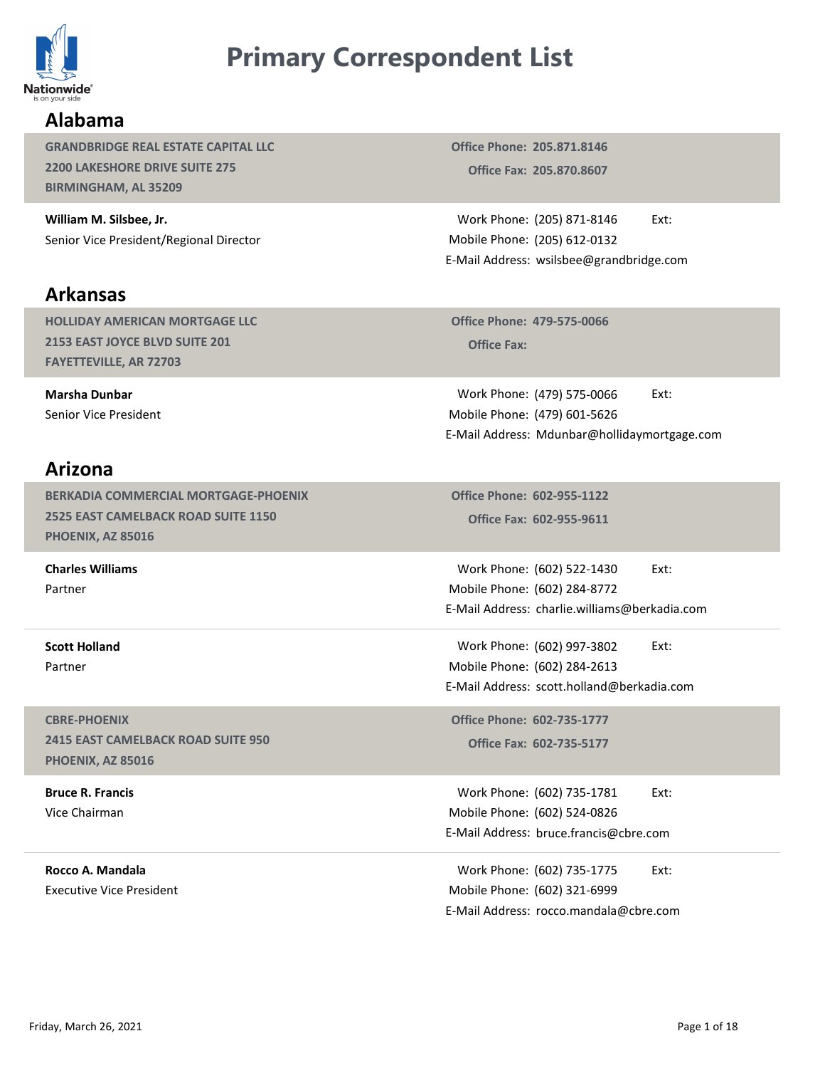# Primary Correspondent List

## Alabama

**GRANDBRIDGE REAL ESTATE CAPITAL LLC**
**2200 LAKESHORE DRIVE SUITE 275**
**BIRMINGHAM, AL 35209**

**Office Phone:** 205.871.8146
**Office Fax:** 205.870.8607

**William M. Silsbee, Jr.**
Senior Vice President/Regional Director

Work Phone: (205) 871-8146 Ext:
Mobile Phone: (205) 612-0132
E-Mail Address: wsilsbee@grandbridge.com

## Arkansas

**HOLLIDAY AMERICAN MORTGAGE LLC**
**2153 EAST JOYCE BLVD SUITE 201**
**FAYETTEVILLE, AR 72703**

**Office Phone:** 479-575-0066
**Office Fax:**

**Marsha Dunbar**
Senior Vice President

Work Phone: (479) 575-0066 Ext:
Mobile Phone: (479) 601-5626
E-Mail Address: Mdunbar@hollidaymortgage.com

## Arizona

**BERKADIA COMMERCIAL MORTGAGE-PHOENIX**
**2525 EAST CAMELBACK ROAD SUITE 1150**
**PHOENIX, AZ 85016**

**Office Phone:** 602-955-1122
**Office Fax:** 602-955-9611

**Charles Williams**
Partner

Work Phone: (602) 522-1430 Ext:
Mobile Phone: (602) 284-8772
E-Mail Address: charlie.williams@berkadia.com

**Scott Holland**
Partner

Work Phone: (602) 997-3802 Ext:
Mobile Phone: (602) 284-2613
E-Mail Address: scott.holland@berkadia.com

**CBRE-PHOENIX**
**2415 EAST CAMELBACK ROAD SUITE 950**
**PHOENIX, AZ 85016**

**Office Phone:** 602-735-1777
**Office Fax:** 602-735-5177

**Bruce R. Francis**
Vice Chairman

Work Phone: (602) 735-1781 Ext:
Mobile Phone: (602) 524-0826
E-Mail Address: bruce.francis@cbre.com

**Rocco A. Mandala**
Executive Vice President

Work Phone: (602) 735-1775 Ext:
Mobile Phone: (602) 321-6999
E-Mail Address: rocco.mandala@cbre.com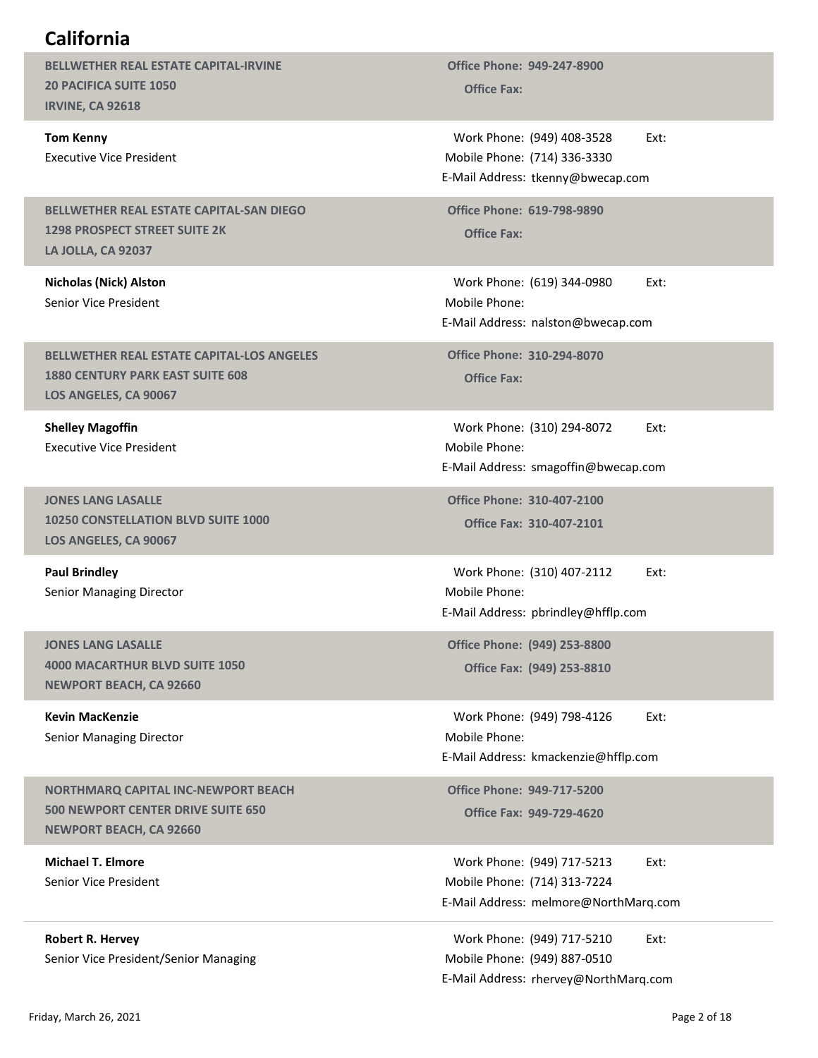# California

**BELLWETHER REAL ESTATE CAPITAL-IRVINE**
**20 PACIFICA SUITE 1050**
**IRVINE, CA 92618**

**Office Phone: 949-247-8900**
**Office Fax:**

**Tom Kenny**
Executive Vice President

Work Phone: (949) 408-3528 Ext:
Mobile Phone: (714) 336-3330
E-Mail Address: tkenny@bwecap.com

---

**BELLWETHER REAL ESTATE CAPITAL-SAN DIEGO**
**1298 PROSPECT STREET SUITE 2K**
**LA JOLLA, CA 92037**

**Office Phone: 619-798-9890**
**Office Fax:**

**Nicholas (Nick) Alston**
Senior Vice President

Work Phone: (619) 344-0980 Ext:
Mobile Phone:
E-Mail Address: nalston@bwecap.com

---

**BELLWETHER REAL ESTATE CAPITAL-LOS ANGELES**
**1880 CENTURY PARK EAST SUITE 608**
**LOS ANGELES, CA 90067**

**Office Phone: 310-294-8070**
**Office Fax:**

**Shelley Magoffin**
Executive Vice President

Work Phone: (310) 294-8072 Ext:
Mobile Phone:
E-Mail Address: smagoffin@bwecap.com

---

**JONES LANG LASALLE**
**10250 CONSTELLATION BLVD SUITE 1000**
**LOS ANGELES, CA 90067**

**Office Phone: 310-407-2100**
**Office Fax: 310-407-2101**

**Paul Brindley**
Senior Managing Director

Work Phone: (310) 407-2112 Ext:
Mobile Phone:
E-Mail Address: pbrindley@hfflp.com

---

**JONES LANG LASALLE**
**4000 MACARTHUR BLVD SUITE 1050**
**NEWPORT BEACH, CA 92660**

**Office Phone: (949) 253-8800**
**Office Fax: (949) 253-8810**

**Kevin MacKenzie**
Senior Managing Director

Work Phone: (949) 798-4126 Ext:
Mobile Phone:
E-Mail Address: kmackenzie@hfflp.com

---

**NORTHMARQ CAPITAL INC-NEWPORT BEACH**
**500 NEWPORT CENTER DRIVE SUITE 650**
**NEWPORT BEACH, CA 92660**

**Office Phone: 949-717-5200**
**Office Fax: 949-729-4620**

**Michael T. Elmore**
Senior Vice President

Work Phone: (949) 717-5213 Ext:
Mobile Phone: (714) 313-7224
E-Mail Address: melmore@NorthMarq.com

**Robert R. Hervey**
Senior Vice President/Senior Managing

Work Phone: (949) 717-5210 Ext:
Mobile Phone: (949) 887-0510
E-Mail Address: rhervey@NorthMarq.com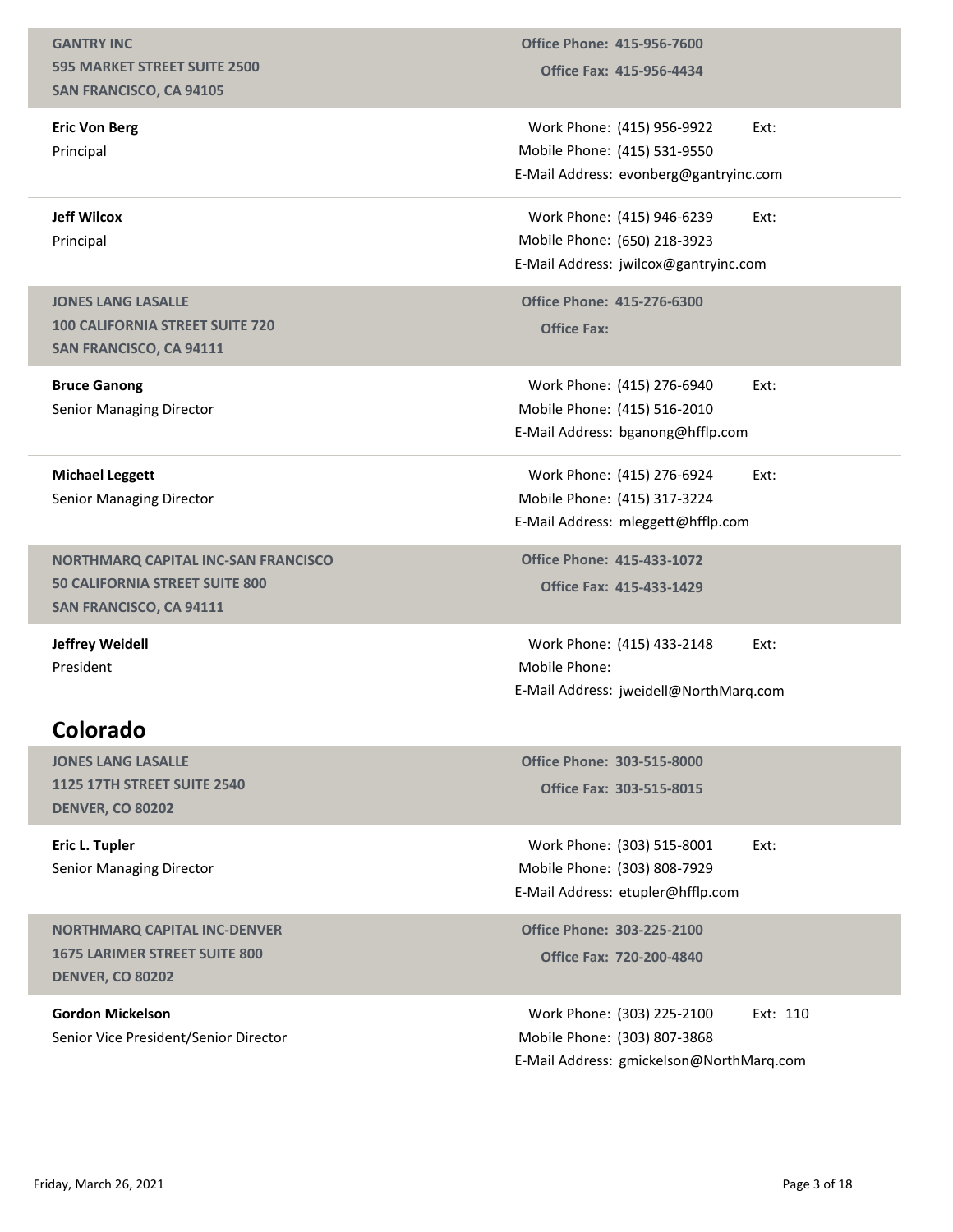**GANTRY INC**
**595 MARKET STREET SUITE 2500**
**SAN FRANCISCO, CA 94105**

**Office Phone:** 415-956-7600
**Office Fax:** 415-956-4434

**Eric Von Berg**
Principal

Work Phone: (415) 956-9922 Ext:
Mobile Phone: (415) 531-9550
E-Mail Address: evonberg@gantryinc.com

**Jeff Wilcox**
Principal

Work Phone: (415) 946-6239 Ext:
Mobile Phone: (650) 218-3923
E-Mail Address: jwilcox@gantryinc.com

**JONES LANG LASALLE**
**100 CALIFORNIA STREET SUITE 720**
**SAN FRANCISCO, CA 94111**

**Office Phone:** 415-276-6300
**Office Fax:**

**Bruce Ganong**
Senior Managing Director

Work Phone: (415) 276-6940 Ext:
Mobile Phone: (415) 516-2010
E-Mail Address: bganong@hfflp.com

**Michael Leggett**
Senior Managing Director

Work Phone: (415) 276-6924 Ext:
Mobile Phone: (415) 317-3224
E-Mail Address: mleggett@hfflp.com

**NORTHMARQ CAPITAL INC-SAN FRANCISCO**
**50 CALIFORNIA STREET SUITE 800**
**SAN FRANCISCO, CA 94111**

**Office Phone:** 415-433-1072
**Office Fax:** 415-433-1429

**Jeffrey Weidell**
President

Work Phone: (415) 433-2148 Ext:
Mobile Phone:
E-Mail Address: jweidell@NorthMarq.com

## Colorado

**JONES LANG LASALLE**
**1125 17TH STREET SUITE 2540**
**DENVER, CO 80202**

**Office Phone:** 303-515-8000
**Office Fax:** 303-515-8015

**Eric L. Tupler**
Senior Managing Director

Work Phone: (303) 515-8001 Ext:
Mobile Phone: (303) 808-7929
E-Mail Address: etupler@hfflp.com

**NORTHMARQ CAPITAL INC-DENVER**
**1675 LARIMER STREET SUITE 800**
**DENVER, CO 80202**

**Office Phone:** 303-225-2100
**Office Fax:** 720-200-4840

**Gordon Mickelson**
Senior Vice President/Senior Director

Work Phone: (303) 225-2100 Ext: 110
Mobile Phone: (303) 807-3868
E-Mail Address: gmickelson@NorthMarq.com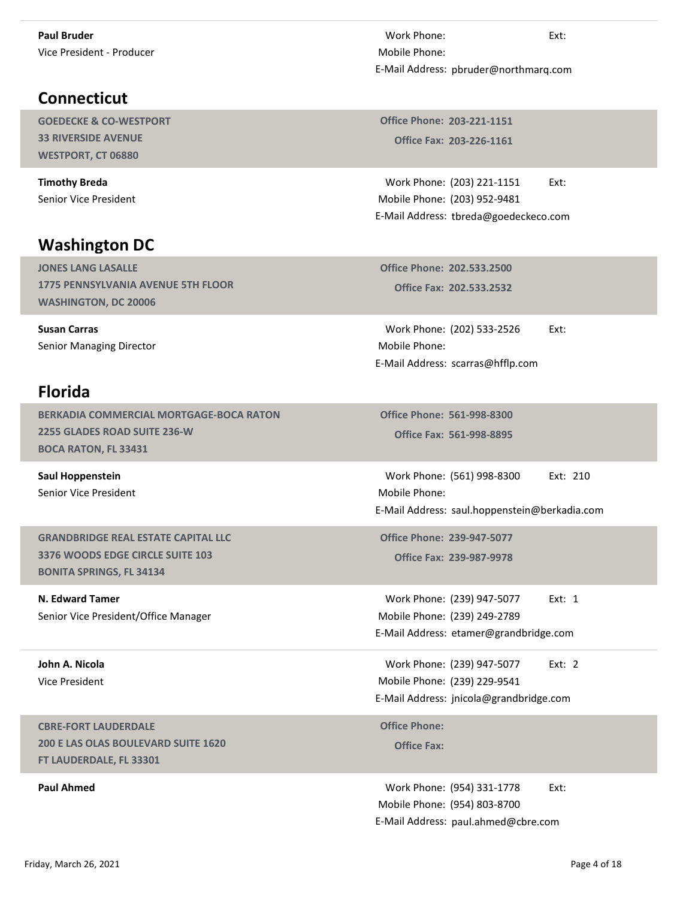**Paul Bruder**
Vice President - Producer

Work Phone: Ext:
Mobile Phone:
E-Mail Address: pbruder@northmarq.com

## Connecticut

**GOEDECKE & CO-WESTPORT**
**33 RIVERSIDE AVENUE**
**WESTPORT, CT 06880**

**Office Phone: 203-221-1151**
**Office Fax: 203-226-1161**

**Timothy Breda**
Senior Vice President

Work Phone: (203) 221-1151 Ext:
Mobile Phone: (203) 952-9481
E-Mail Address: tbreda@goedeckeco.com

## Washington DC

**JONES LANG LASALLE**
**1775 PENNSYLVANIA AVENUE 5TH FLOOR**
**WASHINGTON, DC 20006**

**Office Phone: 202.533.2500**
**Office Fax: 202.533.2532**

**Susan Carras**
Senior Managing Director

Work Phone: (202) 533-2526 Ext:
Mobile Phone:
E-Mail Address: scarras@hfflp.com

## Florida

**BERKADIA COMMERCIAL MORTGAGE-BOCA RATON**
**2255 GLADES ROAD SUITE 236-W**
**BOCA RATON, FL 33431**

**Office Phone: 561-998-8300**
**Office Fax: 561-998-8895**

**Saul Hoppenstein**
Senior Vice President

Work Phone: (561) 998-8300 Ext: 210
Mobile Phone:
E-Mail Address: saul.hoppenstein@berkadia.com

**GRANDBRIDGE REAL ESTATE CAPITAL LLC**
**3376 WOODS EDGE CIRCLE SUITE 103**
**BONITA SPRINGS, FL 34134**

**Office Phone: 239-947-5077**
**Office Fax: 239-987-9978**

**N. Edward Tamer**
Senior Vice President/Office Manager

Work Phone: (239) 947-5077 Ext: 1
Mobile Phone: (239) 249-2789
E-Mail Address: etamer@grandbridge.com

**John A. Nicola**
Vice President

Work Phone: (239) 947-5077 Ext: 2
Mobile Phone: (239) 229-9541
E-Mail Address: jnicola@grandbridge.com

**CBRE-FORT LAUDERDALE**
**200 E LAS OLAS BOULEVARD SUITE 1620**
**FT LAUDERDALE, FL 33301**

**Office Phone:**
**Office Fax:**

**Paul Ahmed**

Work Phone: (954) 331-1778 Ext:
Mobile Phone: (954) 803-8700
E-Mail Address: paul.ahmed@cbre.com

Friday, March 26, 2021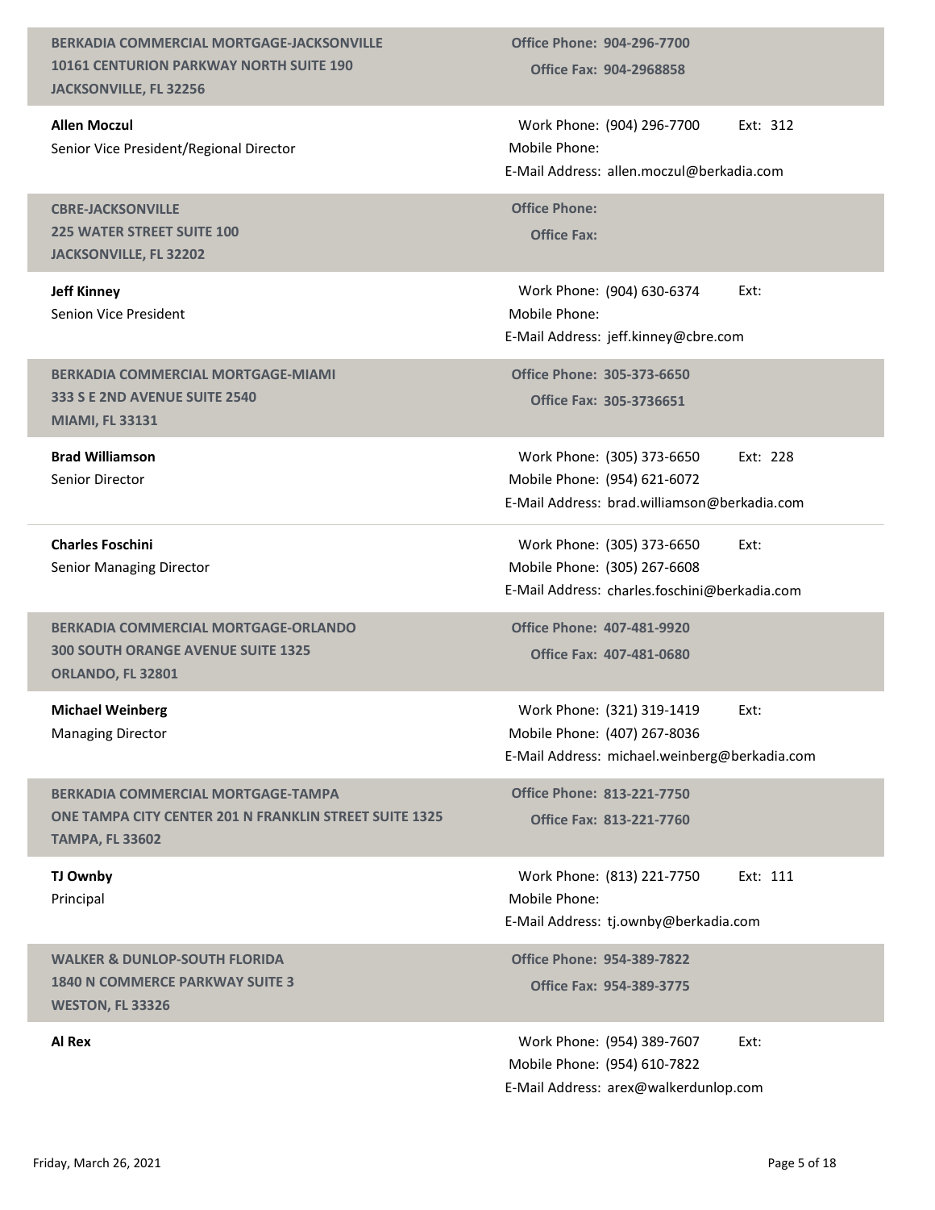**BERKADIA COMMERCIAL MORTGAGE-JACKSONVILLE**
**10161 CENTURION PARKWAY NORTH SUITE 190**
**JACKSONVILLE, FL 32256**

**Office Phone:** 904-296-7700
**Office Fax:** 904-2968858

**Allen Moczul**
Senior Vice President/Regional Director

Work Phone: (904) 296-7700 Ext: 312
Mobile Phone:
E-Mail Address: allen.moczul@berkadia.com

**CBRE-JACKSONVILLE**
**225 WATER STREET SUITE 100**
**JACKSONVILLE, FL 32202**

**Office Phone:**
**Office Fax:**

**Jeff Kinney**
Senion Vice President

Work Phone: (904) 630-6374 Ext:
Mobile Phone:
E-Mail Address: jeff.kinney@cbre.com

**BERKADIA COMMERCIAL MORTGAGE-MIAMI**
**333 S E 2ND AVENUE SUITE 2540**
**MIAMI, FL 33131**

**Office Phone:** 305-373-6650
**Office Fax:** 305-3736651

**Brad Williamson**
Senior Director

Work Phone: (305) 373-6650 Ext: 228
Mobile Phone: (954) 621-6072
E-Mail Address: brad.williamson@berkadia.com

**Charles Foschini**
Senior Managing Director

Work Phone: (305) 373-6650 Ext:
Mobile Phone: (305) 267-6608
E-Mail Address: charles.foschini@berkadia.com

**BERKADIA COMMERCIAL MORTGAGE-ORLANDO**
**300 SOUTH ORANGE AVENUE SUITE 1325**
**ORLANDO, FL 32801**

**Office Phone:** 407-481-9920
**Office Fax:** 407-481-0680

**Michael Weinberg**
Managing Director

Work Phone: (321) 319-1419 Ext:
Mobile Phone: (407) 267-8036
E-Mail Address: michael.weinberg@berkadia.com

**BERKADIA COMMERCIAL MORTGAGE-TAMPA**
**ONE TAMPA CITY CENTER 201 N FRANKLIN STREET SUITE 1325**
**TAMPA, FL 33602**

**Office Phone:** 813-221-7750
**Office Fax:** 813-221-7760

**TJ Ownby**
Principal

Work Phone: (813) 221-7750 Ext: 111
Mobile Phone:
E-Mail Address: tj.ownby@berkadia.com

**WALKER & DUNLOP-SOUTH FLORIDA**
**1840 N COMMERCE PARKWAY SUITE 3**
**WESTON, FL 33326**

**Office Phone:** 954-389-7822
**Office Fax:** 954-389-3775

**Al Rex**

Work Phone: (954) 389-7607 Ext:
Mobile Phone: (954) 610-7822
E-Mail Address: arex@walkerdunlop.com

Friday, March 26, 2021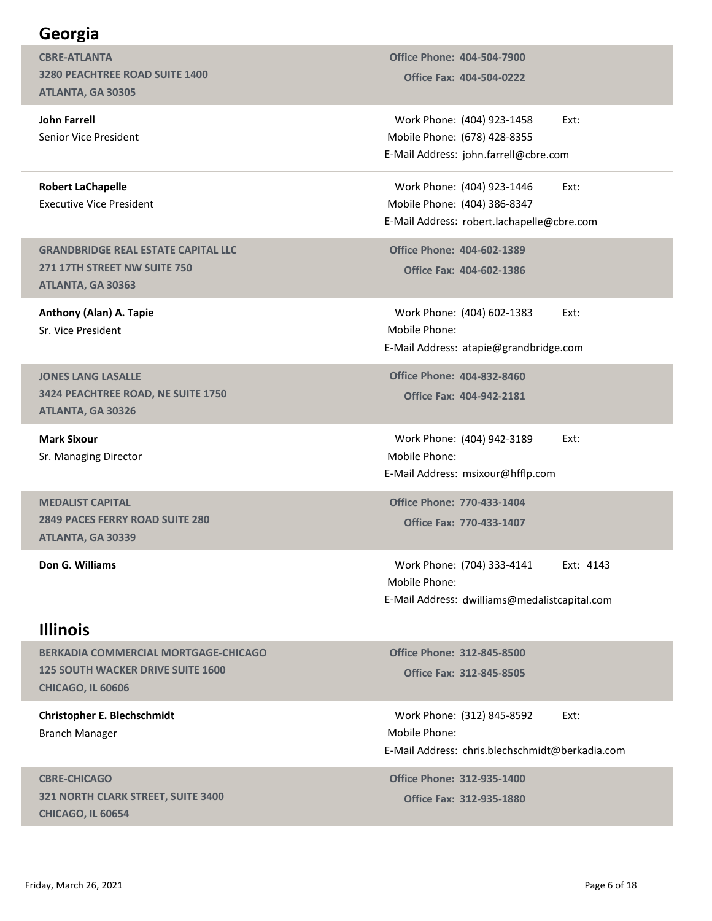## Georgia

**CBRE-ATLANTA**
**3280 PEACHTREE ROAD SUITE 1400**
**ATLANTA, GA 30305**

**Office Phone: 404-504-7900**
**Office Fax: 404-504-0222**

**John Farrell**
Senior Vice President

Work Phone: (404) 923-1458 Ext:
Mobile Phone: (678) 428-8355
E-Mail Address: john.farrell@cbre.com

**Robert LaChapelle**
Executive Vice President

Work Phone: (404) 923-1446 Ext:
Mobile Phone: (404) 386-8347
E-Mail Address: robert.lachapelle@cbre.com

**GRANDBRIDGE REAL ESTATE CAPITAL LLC**
**271 17TH STREET NW SUITE 750**
**ATLANTA, GA 30363**

**Office Phone: 404-602-1389**
**Office Fax: 404-602-1386**

**Anthony (Alan) A. Tapie**
Sr. Vice President

Work Phone: (404) 602-1383 Ext:
Mobile Phone:
E-Mail Address: atapie@grandbridge.com

**JONES LANG LASALLE**
**3424 PEACHTREE ROAD, NE SUITE 1750**
**ATLANTA, GA 30326**

**Office Phone: 404-832-8460**
**Office Fax: 404-942-2181**

**Mark Sixour**
Sr. Managing Director

Work Phone: (404) 942-3189 Ext:
Mobile Phone:
E-Mail Address: msixour@hfflp.com

**MEDALIST CAPITAL**
**2849 PACES FERRY ROAD SUITE 280**
**ATLANTA, GA 30339**

**Office Phone: 770-433-1404**
**Office Fax: 770-433-1407**

**Don G. Williams**

Work Phone: (704) 333-4141 Ext: 4143
Mobile Phone:
E-Mail Address: dwilliams@medalistcapital.com

## Illinois

**BERKADIA COMMERCIAL MORTGAGE-CHICAGO**
**125 SOUTH WACKER DRIVE SUITE 1600**
**CHICAGO, IL 60606**

**Office Phone: 312-845-8500**
**Office Fax: 312-845-8505**

**Christopher E. Blechschmidt**
Branch Manager

Work Phone: (312) 845-8592 Ext:
Mobile Phone:
E-Mail Address: chris.blechschmidt@berkadia.com

**CBRE-CHICAGO**
**321 NORTH CLARK STREET, SUITE 3400**
**CHICAGO, IL 60654**

**Office Phone: 312-935-1400**
**Office Fax: 312-935-1880**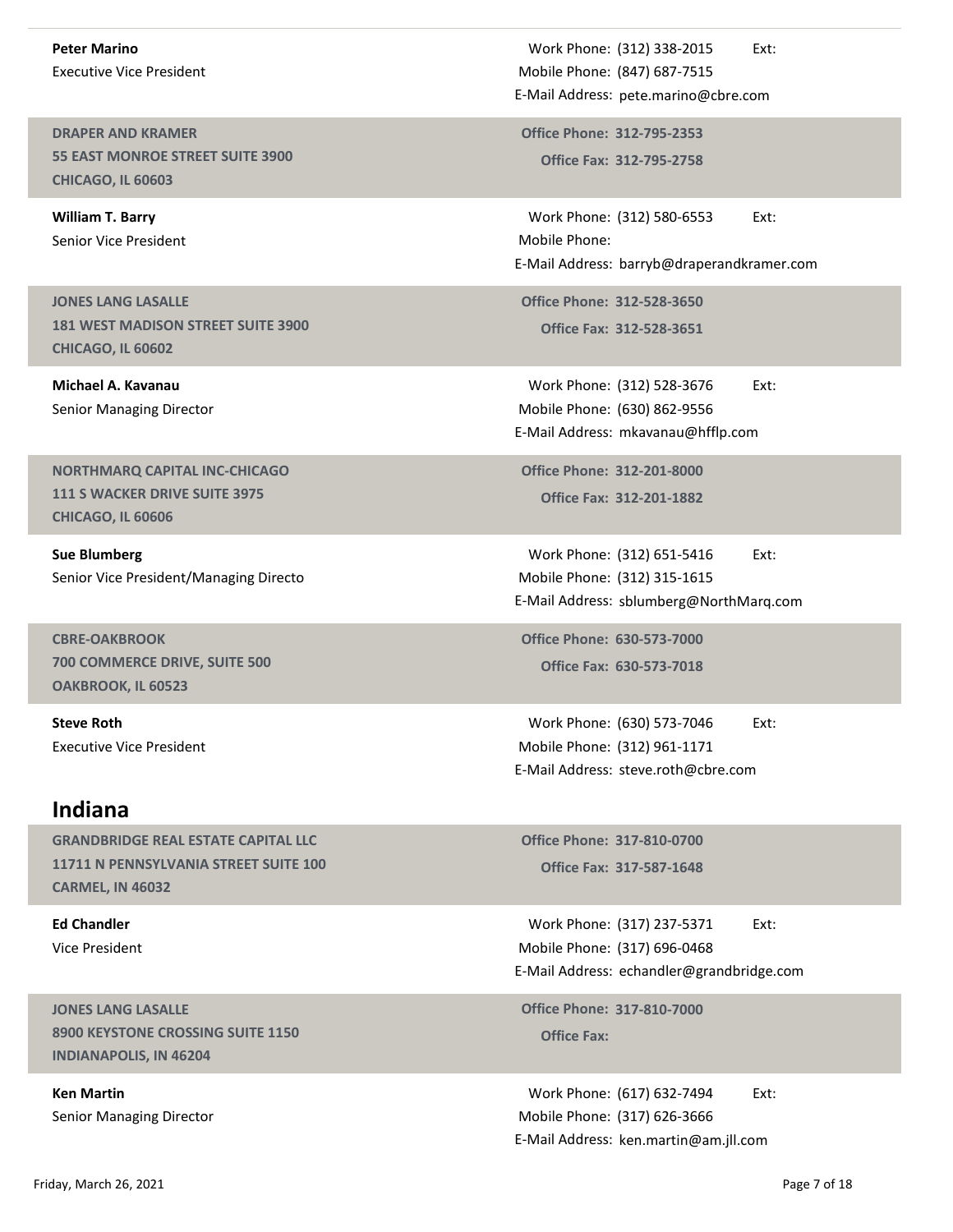**Peter Marino**
Executive Vice President

Work Phone: (312) 338-2015 Ext:
Mobile Phone: (847) 687-7515
E-Mail Address: pete.marino@cbre.com

**DRAPER AND KRAMER**
**55 EAST MONROE STREET SUITE 3900**
**CHICAGO, IL 60603**

**Office Phone: 312-795-2353**
**Office Fax: 312-795-2758**

**William T. Barry**
Senior Vice President

Work Phone: (312) 580-6553 Ext:
Mobile Phone:
E-Mail Address: barryb@draperandkramer.com

**JONES LANG LASALLE**
**181 WEST MADISON STREET SUITE 3900**
**CHICAGO, IL 60602**

**Office Phone: 312-528-3650**
**Office Fax: 312-528-3651**

**Michael A. Kavanau**
Senior Managing Director

Work Phone: (312) 528-3676 Ext:
Mobile Phone: (630) 862-9556
E-Mail Address: mkavanau@hfflp.com

**NORTHMARQ CAPITAL INC-CHICAGO**
**111 S WACKER DRIVE SUITE 3975**
**CHICAGO, IL 60606**

**Office Phone: 312-201-8000**
**Office Fax: 312-201-1882**

**Sue Blumberg**
Senior Vice President/Managing Directo

Work Phone: (312) 651-5416 Ext:
Mobile Phone: (312) 315-1615
E-Mail Address: sblumberg@NorthMarq.com

**CBRE-OAKBROOK**
**700 COMMERCE DRIVE, SUITE 500**
**OAKBROOK, IL 60523**

**Office Phone: 630-573-7000**
**Office Fax: 630-573-7018**

**Steve Roth**
Executive Vice President

Work Phone: (630) 573-7046 Ext:
Mobile Phone: (312) 961-1171
E-Mail Address: steve.roth@cbre.com

## Indiana

**GRANDBRIDGE REAL ESTATE CAPITAL LLC**
**11711 N PENNSYLVANIA STREET SUITE 100**
**CARMEL, IN 46032**

**Office Phone: 317-810-0700**
**Office Fax: 317-587-1648**

**Ed Chandler**
Vice President

Work Phone: (317) 237-5371 Ext:
Mobile Phone: (317) 696-0468
E-Mail Address: echandler@grandbridge.com

**JONES LANG LASALLE**
**8900 KEYSTONE CROSSING SUITE 1150**
**INDIANAPOLIS, IN 46204**

**Office Phone: 317-810-7000**
**Office Fax:**

**Ken Martin**
Senior Managing Director

Work Phone: (617) 632-7494 Ext:
Mobile Phone: (317) 626-3666
E-Mail Address: ken.martin@am.jll.com

Friday, March 26, 2021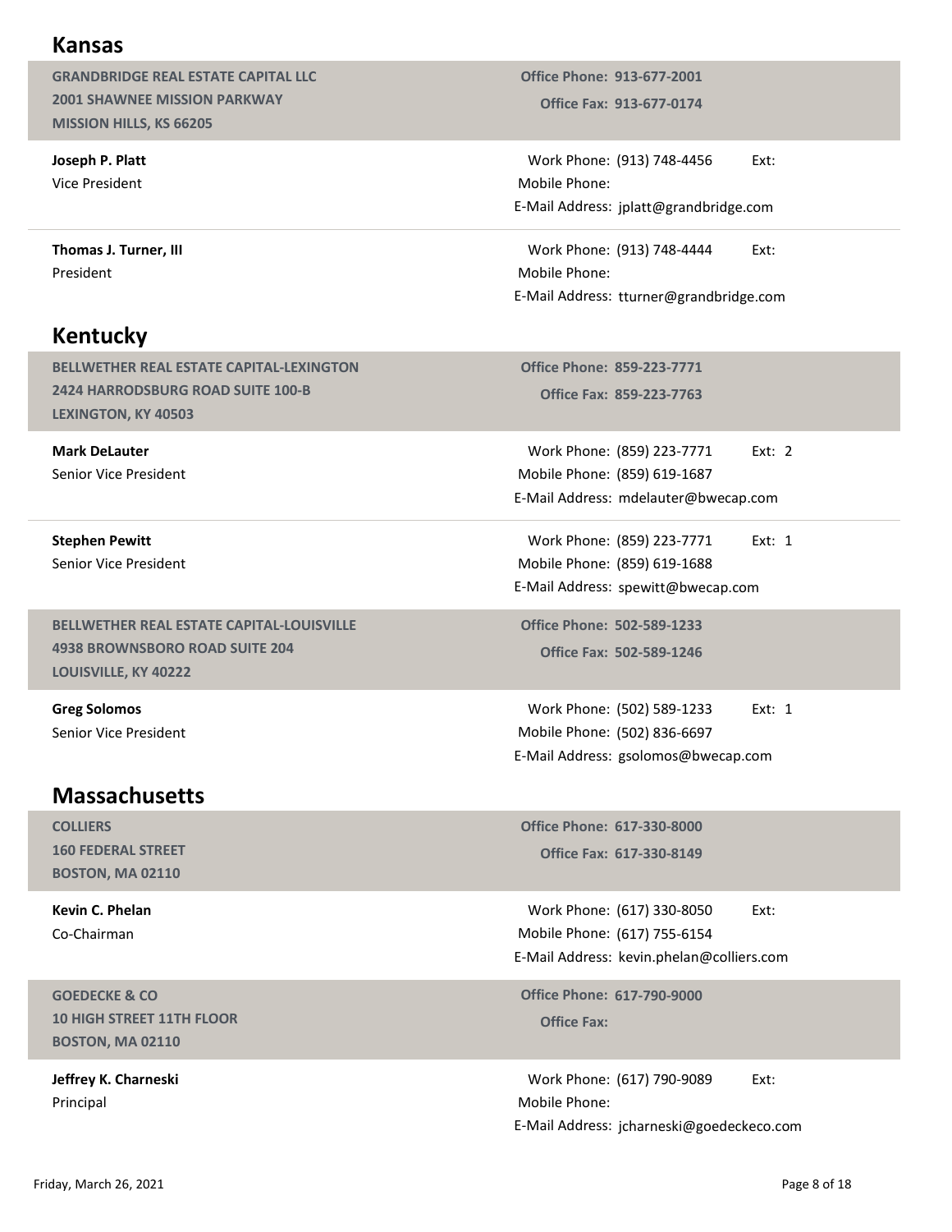## Kansas

**GRANDBRIDGE REAL ESTATE CAPITAL LLC**
**2001 SHAWNEE MISSION PARKWAY**
**MISSION HILLS, KS 66205**

**Office Phone: 913-677-2001**
**Office Fax: 913-677-0174**

**Joseph P. Platt**
Vice President

Work Phone: (913) 748-4456 Ext:
Mobile Phone:
E-Mail Address: jplatt@grandbridge.com

**Thomas J. Turner, III**
President

Work Phone: (913) 748-4444 Ext:
Mobile Phone:
E-Mail Address: tturner@grandbridge.com

## Kentucky

**BELLWETHER REAL ESTATE CAPITAL-LEXINGTON**
**2424 HARRODSBURG ROAD SUITE 100-B**
**LEXINGTON, KY 40503**

**Office Phone: 859-223-7771**
**Office Fax: 859-223-7763**

**Mark DeLauter**
Senior Vice President

Work Phone: (859) 223-7771 Ext: 2
Mobile Phone: (859) 619-1687
E-Mail Address: mdelauter@bwecap.com

**Stephen Pewitt**
Senior Vice President

Work Phone: (859) 223-7771 Ext: 1
Mobile Phone: (859) 619-1688
E-Mail Address: spewitt@bwecap.com

**BELLWETHER REAL ESTATE CAPITAL-LOUISVILLE**
**4938 BROWNSBORO ROAD SUITE 204**
**LOUISVILLE, KY 40222**

**Office Phone: 502-589-1233**
**Office Fax: 502-589-1246**

**Greg Solomos**
Senior Vice President

Work Phone: (502) 589-1233 Ext: 1
Mobile Phone: (502) 836-6697
E-Mail Address: gsolomos@bwecap.com

## Massachusetts

**COLLIERS**
**160 FEDERAL STREET**
**BOSTON, MA 02110**

**Office Phone: 617-330-8000**
**Office Fax: 617-330-8149**

**Kevin C. Phelan**
Co-Chairman

Work Phone: (617) 330-8050 Ext:
Mobile Phone: (617) 755-6154
E-Mail Address: kevin.phelan@colliers.com

**GOEDECKE & CO**
**10 HIGH STREET 11TH FLOOR**
**BOSTON, MA 02110**

**Office Phone: 617-790-9000**
**Office Fax:**

**Jeffrey K. Charneski**
Principal

Work Phone: (617) 790-9089 Ext:
Mobile Phone:
E-Mail Address: jcharneski@goedeckeco.com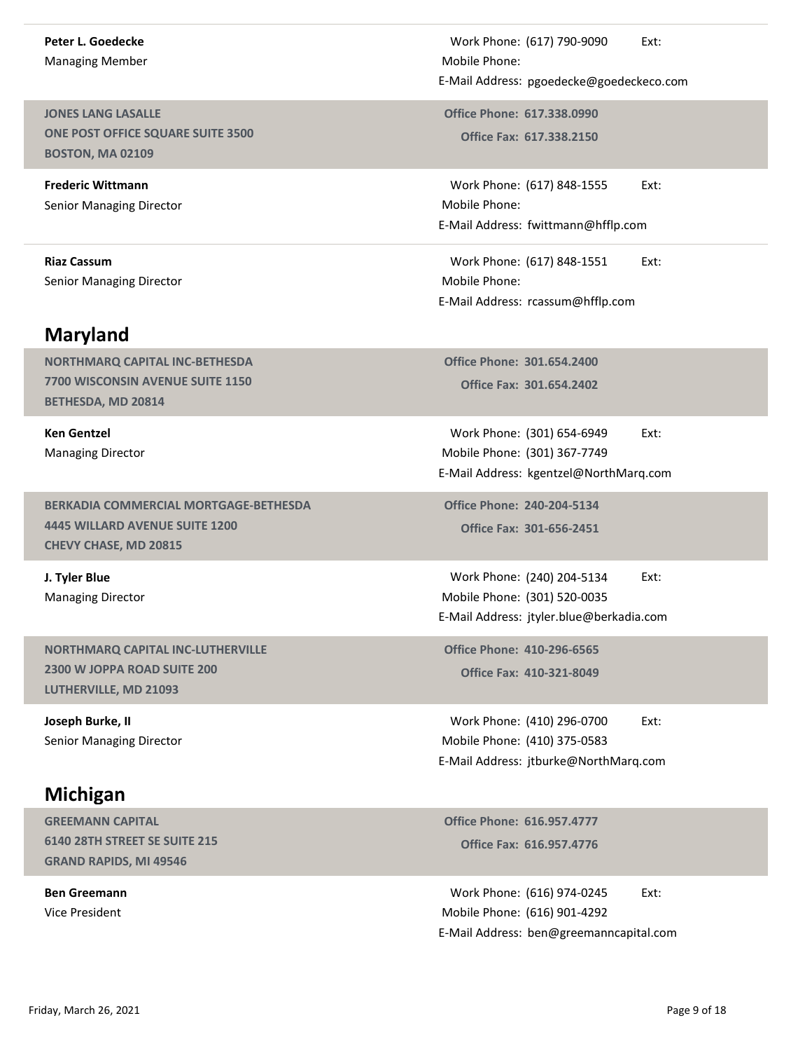**Peter L. Goedecke**
Managing Member

Work Phone: (617) 790-9090 Ext:
Mobile Phone:
E-Mail Address: pgoedecke@goedeckeco.com

---

**JONES LANG LASALLE**
**ONE POST OFFICE SQUARE SUITE 3500**
**BOSTON, MA 02109**

**Office Phone: 617.338.0990**
**Office Fax: 617.338.2150**

**Frederic Wittmann**
Senior Managing Director

Work Phone: (617) 848-1555 Ext:
Mobile Phone:
E-Mail Address: fwittmann@hfflp.com

**Riaz Cassum**
Senior Managing Director

Work Phone: (617) 848-1551 Ext:
Mobile Phone:
E-Mail Address: rcassum@hfflp.com

## Maryland

**NORTHMARQ CAPITAL INC-BETHESDA**
**7700 WISCONSIN AVENUE SUITE 1150**
**BETHESDA, MD 20814**

**Office Phone: 301.654.2400**
**Office Fax: 301.654.2402**

**Ken Gentzel**
Managing Director

Work Phone: (301) 654-6949 Ext:
Mobile Phone: (301) 367-7749
E-Mail Address: kgentzel@NorthMarq.com

**BERKADIA COMMERCIAL MORTGAGE-BETHESDA**
**4445 WILLARD AVENUE SUITE 1200**
**CHEVY CHASE, MD 20815**

**Office Phone: 240-204-5134**
**Office Fax: 301-656-2451**

**J. Tyler Blue**
Managing Director

Work Phone: (240) 204-5134 Ext:
Mobile Phone: (301) 520-0035
E-Mail Address: jtyler.blue@berkadia.com

**NORTHMARQ CAPITAL INC-LUTHERVILLE**
**2300 W JOPPA ROAD SUITE 200**
**LUTHERVILLE, MD 21093**

**Office Phone: 410-296-6565**
**Office Fax: 410-321-8049**

**Joseph Burke, II**
Senior Managing Director

Work Phone: (410) 296-0700 Ext:
Mobile Phone: (410) 375-0583
E-Mail Address: jtburke@NorthMarq.com

## Michigan

**GREEMANN CAPITAL**
**6140 28TH STREET SE SUITE 215**
**GRAND RAPIDS, MI 49546**

**Office Phone: 616.957.4777**
**Office Fax: 616.957.4776**

**Ben Greemann**
Vice President

Work Phone: (616) 974-0245 Ext:
Mobile Phone: (616) 901-4292
E-Mail Address: ben@greemanncapital.com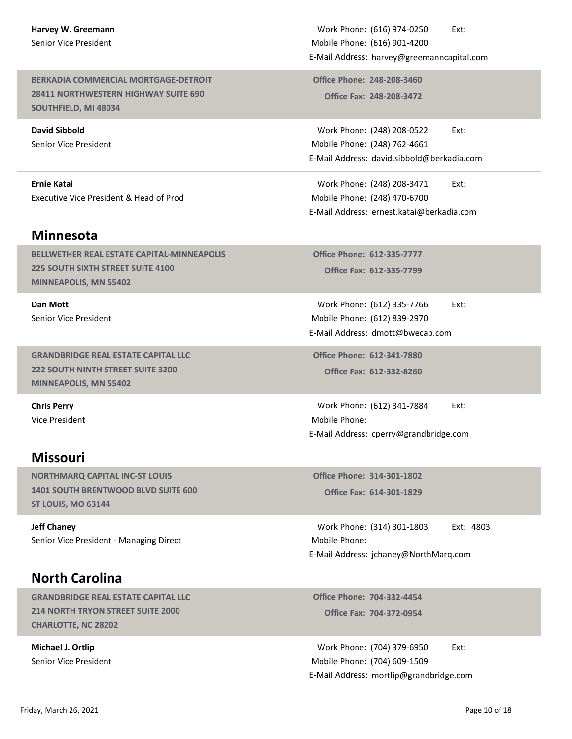**Harvey W. Greemann**
Senior Vice President

Work Phone: (616) 974-0250 Ext:
Mobile Phone: (616) 901-4200
E-Mail Address: harvey@greemanncapital.com

**BERKADIA COMMERCIAL MORTGAGE-DETROIT**
**28411 NORTHWESTERN HIGHWAY SUITE 690**
**SOUTHFIELD, MI 48034**

**Office Phone: 248-208-3460**
**Office Fax: 248-208-3472**

**David Sibbold**
Senior Vice President

Work Phone: (248) 208-0522 Ext:
Mobile Phone: (248) 762-4661
E-Mail Address: david.sibbold@berkadia.com

**Ernie Katai**
Executive Vice President & Head of Prod

Work Phone: (248) 208-3471 Ext:
Mobile Phone: (248) 470-6700
E-Mail Address: ernest.katai@berkadia.com

## Minnesota

**BELLWETHER REAL ESTATE CAPITAL-MINNEAPOLIS**
**225 SOUTH SIXTH STREET SUITE 4100**
**MINNEAPOLIS, MN 55402**

**Office Phone: 612-335-7777**
**Office Fax: 612-335-7799**

**Dan Mott**
Senior Vice President

Work Phone: (612) 335-7766 Ext:
Mobile Phone: (612) 839-2970
E-Mail Address: dmott@bwecap.com

**GRANDBRIDGE REAL ESTATE CAPITAL LLC**
**222 SOUTH NINTH STREET SUITE 3200**
**MINNEAPOLIS, MN 55402**

**Office Phone: 612-341-7880**
**Office Fax: 612-332-8260**

**Chris Perry**
Vice President

Work Phone: (612) 341-7884 Ext:
Mobile Phone:
E-Mail Address: cperry@grandbridge.com

## Missouri

**NORTHMARQ CAPITAL INC-ST LOUIS**
**1401 SOUTH BRENTWOOD BLVD SUITE 600**
**ST LOUIS, MO 63144**

**Office Phone: 314-301-1802**
**Office Fax: 614-301-1829**

**Jeff Chaney**
Senior Vice President - Managing Direct

Work Phone: (314) 301-1803 Ext: 4803
Mobile Phone:
E-Mail Address: jchaney@NorthMarq.com

## North Carolina

**GRANDBRIDGE REAL ESTATE CAPITAL LLC**
**214 NORTH TRYON STREET SUITE 2000**
**CHARLOTTE, NC 28202**

**Office Phone: 704-332-4454**
**Office Fax: 704-372-0954**

**Michael J. Ortlip**
Senior Vice President

Work Phone: (704) 379-6950 Ext:
Mobile Phone: (704) 609-1509
E-Mail Address: mortlip@grandbridge.com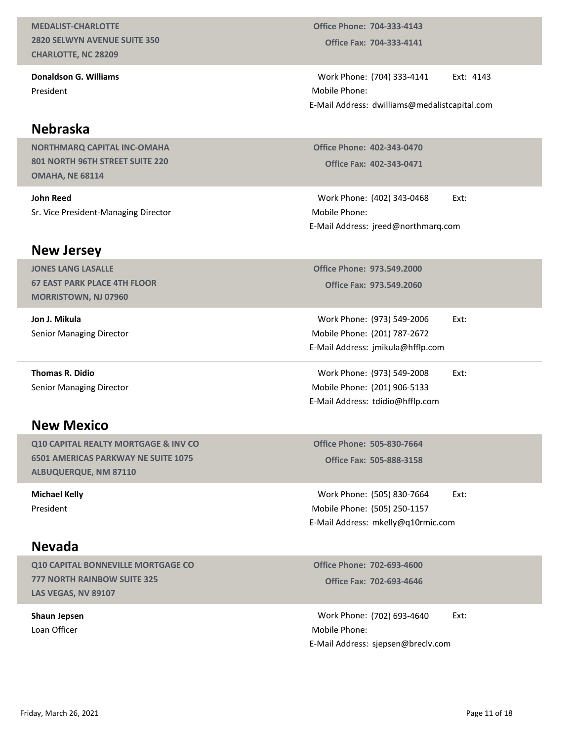**MEDALIST-CHARLOTTE**
**2820 SELWYN AVENUE SUITE 350**
**CHARLOTTE, NC 28209**

**Office Phone: 704-333-4143**
**Office Fax: 704-333-4141**

**Donaldson G. Williams**
President

Work Phone: (704) 333-4141 Ext: 4143
Mobile Phone:
E-Mail Address: dwilliams@medalistcapital.com

## Nebraska

**NORTHMARQ CAPITAL INC-OMAHA**
**801 NORTH 96TH STREET SUITE 220**
**OMAHA, NE 68114**

**Office Phone: 402-343-0470**
**Office Fax: 402-343-0471**

**John Reed**
Sr. Vice President-Managing Director

Work Phone: (402) 343-0468 Ext:
Mobile Phone:
E-Mail Address: jreed@northmarq.com

## New Jersey

**JONES LANG LASALLE**
**67 EAST PARK PLACE 4TH FLOOR**
**MORRISTOWN, NJ 07960**

**Office Phone: 973.549.2000**
**Office Fax: 973.549.2060**

**Jon J. Mikula**
Senior Managing Director

Work Phone: (973) 549-2006 Ext:
Mobile Phone: (201) 787-2672
E-Mail Address: jmikula@hfflp.com

---

**Thomas R. Didio**
Senior Managing Director

Work Phone: (973) 549-2008 Ext:
Mobile Phone: (201) 906-5133
E-Mail Address: tdidio@hfflp.com

## New Mexico

**Q10 CAPITAL REALTY MORTGAGE & INV CO**
**6501 AMERICAS PARKWAY NE SUITE 1075**
**ALBUQUERQUE, NM 87110**

**Office Phone: 505-830-7664**
**Office Fax: 505-888-3158**

**Michael Kelly**
President

Work Phone: (505) 830-7664 Ext:
Mobile Phone: (505) 250-1157
E-Mail Address: mkelly@q10rmic.com

## Nevada

**Q10 CAPITAL BONNEVILLE MORTGAGE CO**
**777 NORTH RAINBOW SUITE 325**
**LAS VEGAS, NV 89107**

**Office Phone: 702-693-4600**
**Office Fax: 702-693-4646**

**Shaun Jepsen**
Loan Officer

Work Phone: (702) 693-4640 Ext:
Mobile Phone:
E-Mail Address: sjepsen@breclv.com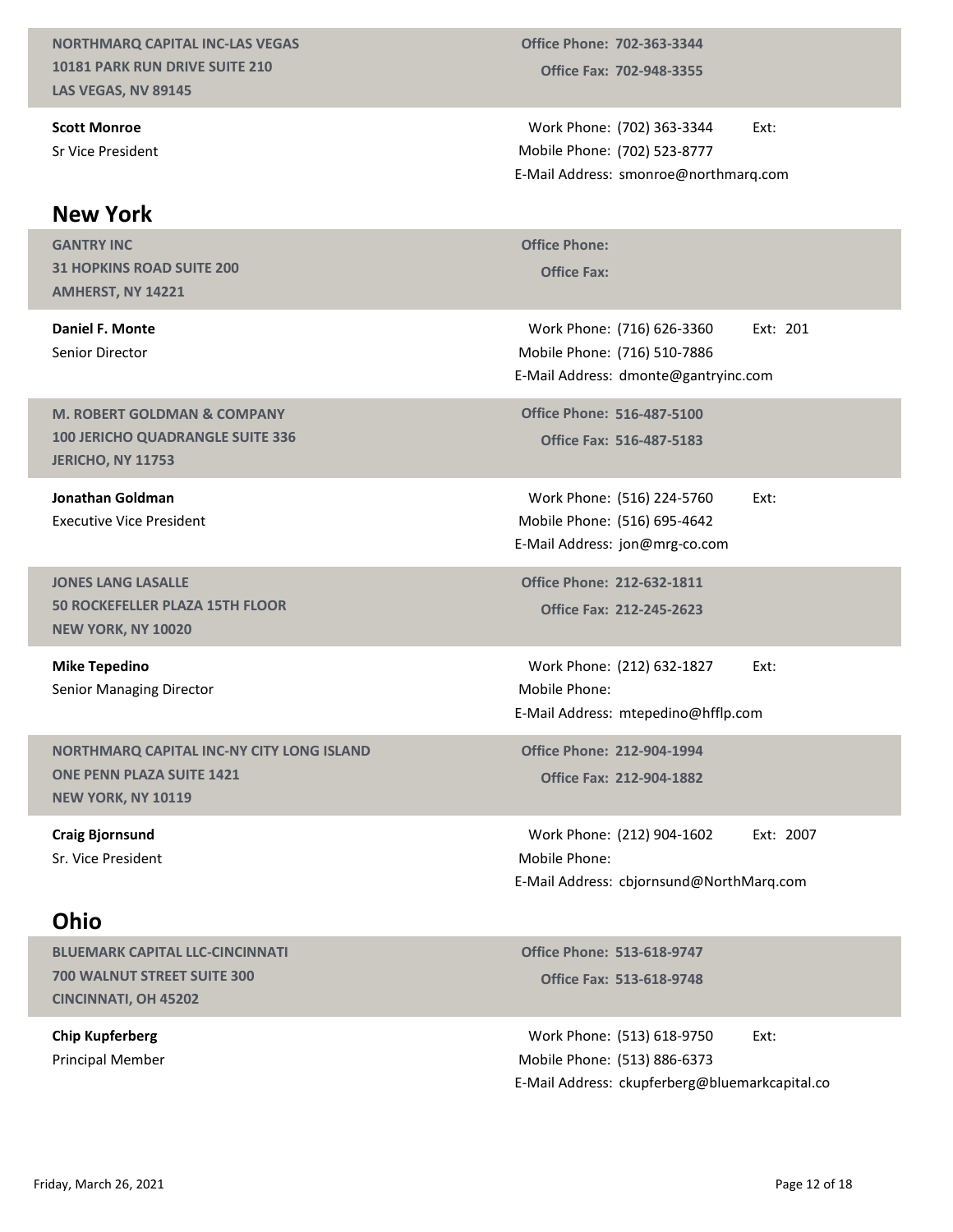**NORTHMARQ CAPITAL INC-LAS VEGAS**
**10181 PARK RUN DRIVE SUITE 210**
**LAS VEGAS, NV 89145**

**Office Phone:** 702-363-3344
**Office Fax:** 702-948-3355

**Scott Monroe**
Sr Vice President

Work Phone: (702) 363-3344 Ext:
Mobile Phone: (702) 523-8777
E-Mail Address: smonroe@northmarq.com

## New York

**GANTRY INC**
**31 HOPKINS ROAD SUITE 200**
**AMHERST, NY 14221**

**Office Phone:**
**Office Fax:**

**Daniel F. Monte**
Senior Director

Work Phone: (716) 626-3360 Ext: 201
Mobile Phone: (716) 510-7886
E-Mail Address: dmonte@gantryinc.com

**M. ROBERT GOLDMAN & COMPANY**
**100 JERICHO QUADRANGLE SUITE 336**
**JERICHO, NY 11753**

**Office Phone:** 516-487-5100
**Office Fax:** 516-487-5183

**Jonathan Goldman**
Executive Vice President

Work Phone: (516) 224-5760 Ext:
Mobile Phone: (516) 695-4642
E-Mail Address: jon@mrg-co.com

**JONES LANG LASALLE**
**50 ROCKEFELLER PLAZA 15TH FLOOR**
**NEW YORK, NY 10020**

**Office Phone:** 212-632-1811
**Office Fax:** 212-245-2623

**Mike Tepedino**
Senior Managing Director

Work Phone: (212) 632-1827 Ext:
Mobile Phone:
E-Mail Address: mtepedino@hfflp.com

**NORTHMARQ CAPITAL INC-NY CITY LONG ISLAND**
**ONE PENN PLAZA SUITE 1421**
**NEW YORK, NY 10119**

**Office Phone:** 212-904-1994
**Office Fax:** 212-904-1882

**Craig Bjornsund**
Sr. Vice President

Work Phone: (212) 904-1602 Ext: 2007
Mobile Phone:
E-Mail Address: cbjornsund@NorthMarq.com

## Ohio

**BLUEMARK CAPITAL LLC-CINCINNATI**
**700 WALNUT STREET SUITE 300**
**CINCINNATI, OH 45202**

**Office Phone:** 513-618-9747
**Office Fax:** 513-618-9748

**Chip Kupferberg**
Principal Member

Work Phone: (513) 618-9750 Ext:
Mobile Phone: (513) 886-6373
E-Mail Address: ckupferberg@bluemarkcapital.co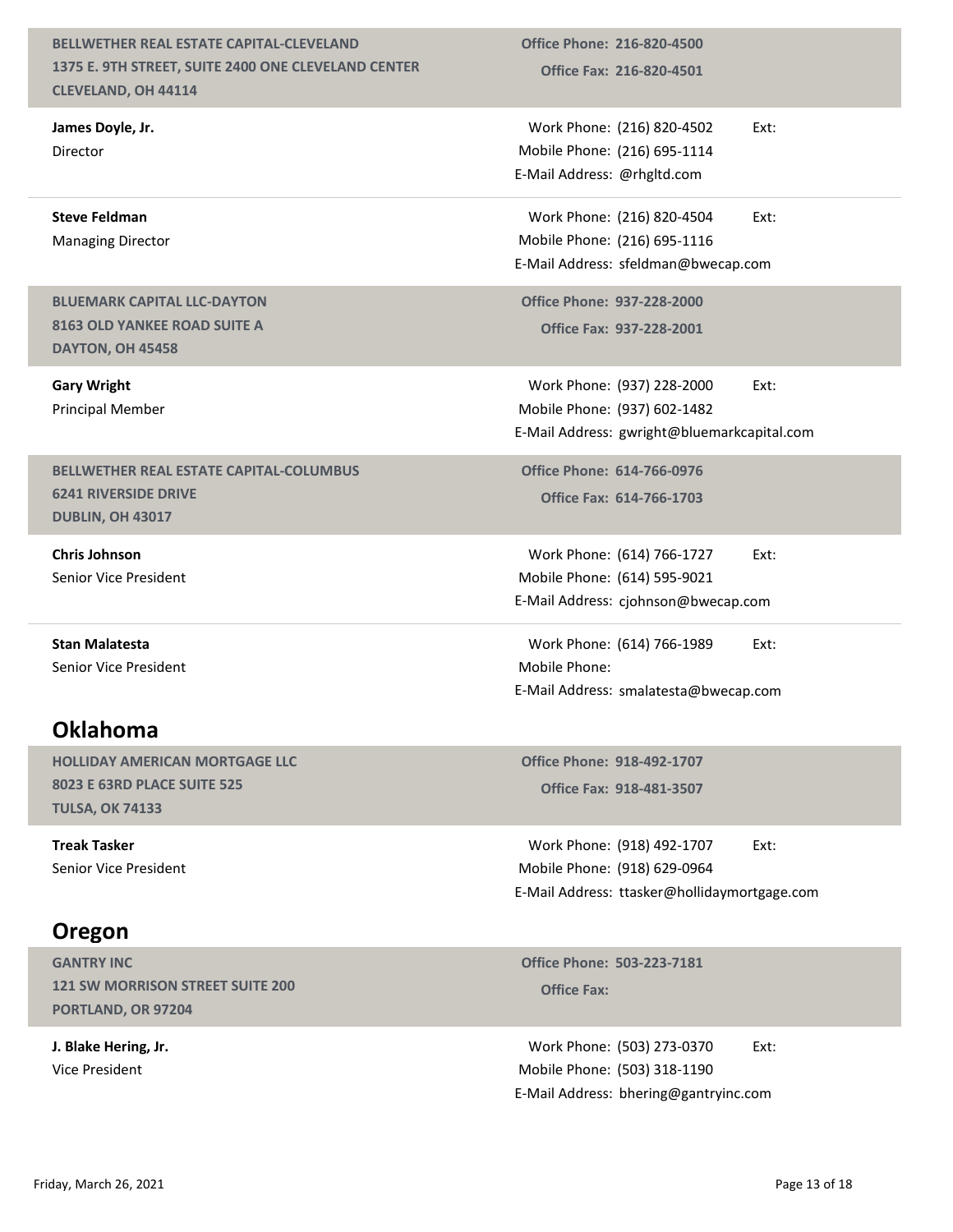**BELLWETHER REAL ESTATE CAPITAL-CLEVELAND**
**1375 E. 9TH STREET, SUITE 2400 ONE CLEVELAND CENTER**
**CLEVELAND, OH 44114**

**Office Phone:** 216-820-4500
**Office Fax:** 216-820-4501

**James Doyle, Jr.**
Director

Work Phone: (216) 820-4502 Ext:
Mobile Phone: (216) 695-1114
E-Mail Address: @rhgltd.com

**Steve Feldman**
Managing Director

Work Phone: (216) 820-4504 Ext:
Mobile Phone: (216) 695-1116
E-Mail Address: sfeldman@bwecap.com

**BLUEMARK CAPITAL LLC-DAYTON**
**8163 OLD YANKEE ROAD SUITE A**
**DAYTON, OH 45458**

**Office Phone:** 937-228-2000
**Office Fax:** 937-228-2001

**Gary Wright**
Principal Member

Work Phone: (937) 228-2000 Ext:
Mobile Phone: (937) 602-1482
E-Mail Address: gwright@bluemarkcapital.com

**BELLWETHER REAL ESTATE CAPITAL-COLUMBUS**
**6241 RIVERSIDE DRIVE**
**DUBLIN, OH 43017**

**Office Phone:** 614-766-0976
**Office Fax:** 614-766-1703

**Chris Johnson**
Senior Vice President

Work Phone: (614) 766-1727 Ext:
Mobile Phone: (614) 595-9021
E-Mail Address: cjohnson@bwecap.com

**Stan Malatesta**
Senior Vice President

Work Phone: (614) 766-1989 Ext:
Mobile Phone:
E-Mail Address: smalatesta@bwecap.com

## Oklahoma

**HOLLIDAY AMERICAN MORTGAGE LLC**
**8023 E 63RD PLACE SUITE 525**
**TULSA, OK 74133**

**Office Phone:** 918-492-1707
**Office Fax:** 918-481-3507

**Treak Tasker**
Senior Vice President

Work Phone: (918) 492-1707 Ext:
Mobile Phone: (918) 629-0964
E-Mail Address: ttasker@hollidaymortgage.com

## Oregon

**GANTRY INC**
**121 SW MORRISON STREET SUITE 200**
**PORTLAND, OR 97204**

**Office Phone:** 503-223-7181
**Office Fax:**

**J. Blake Hering, Jr.**
Vice President

Work Phone: (503) 273-0370 Ext:
Mobile Phone: (503) 318-1190
E-Mail Address: bhering@gantryinc.com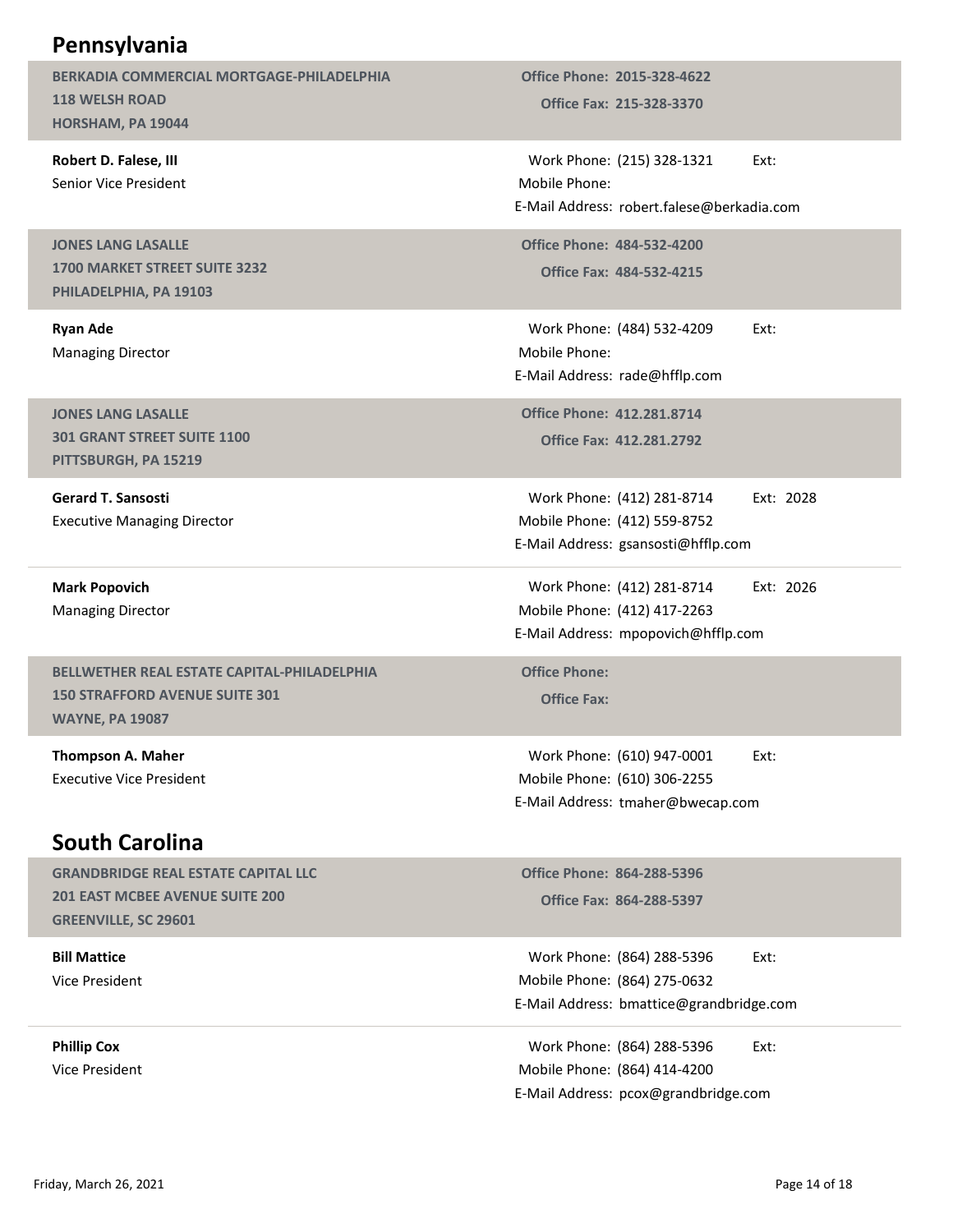## Pennsylvania

**BERKADIA COMMERCIAL MORTGAGE-PHILADELPHIA**
**118 WELSH ROAD**
**HORSHAM, PA 19044**

**Office Phone:** 2015-328-4622
**Office Fax:** 215-328-3370

**Robert D. Falese, III**
Senior Vice President

Work Phone: (215) 328-1321 Ext:
Mobile Phone:
E-Mail Address: robert.falese@berkadia.com

---

**JONES LANG LASALLE**
**1700 MARKET STREET SUITE 3232**
**PHILADELPHIA, PA 19103**

**Office Phone:** 484-532-4200
**Office Fax:** 484-532-4215

**Ryan Ade**
Managing Director

Work Phone: (484) 532-4209 Ext:
Mobile Phone:
E-Mail Address: rade@hfflp.com

---

**JONES LANG LASALLE**
**301 GRANT STREET SUITE 1100**
**PITTSBURGH, PA 15219**

**Office Phone:** 412.281.8714
**Office Fax:** 412.281.2792

**Gerard T. Sansosti**
Executive Managing Director

Work Phone: (412) 281-8714 Ext: 2028
Mobile Phone: (412) 559-8752
E-Mail Address: gsansosti@hfflp.com

**Mark Popovich**
Managing Director

Work Phone: (412) 281-8714 Ext: 2026
Mobile Phone: (412) 417-2263
E-Mail Address: mpopovich@hfflp.com

---

**BELLWETHER REAL ESTATE CAPITAL-PHILADELPHIA**
**150 STRAFFORD AVENUE SUITE 301**
**WAYNE, PA 19087**

**Office Phone:**
**Office Fax:**

**Thompson A. Maher**
Executive Vice President

Work Phone: (610) 947-0001 Ext:
Mobile Phone: (610) 306-2255
E-Mail Address: tmaher@bwecap.com

## South Carolina

**GRANDBRIDGE REAL ESTATE CAPITAL LLC**
**201 EAST MCBEE AVENUE SUITE 200**
**GREENVILLE, SC 29601**

**Office Phone:** 864-288-5396
**Office Fax:** 864-288-5397

**Bill Mattice**
Vice President

Work Phone: (864) 288-5396 Ext:
Mobile Phone: (864) 275-0632
E-Mail Address: bmattice@grandbridge.com

**Phillip Cox**
Vice President

Work Phone: (864) 288-5396 Ext:
Mobile Phone: (864) 414-4200
E-Mail Address: pcox@grandbridge.com

Friday, March 26, 2021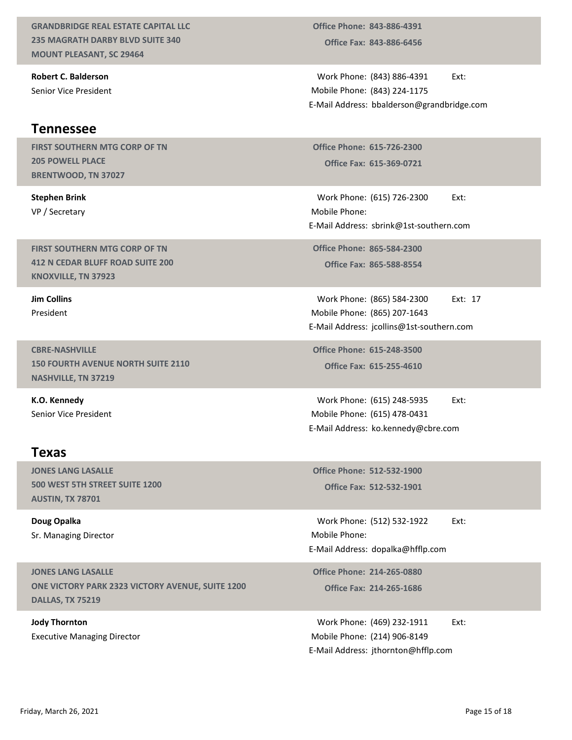**GRANDBRIDGE REAL ESTATE CAPITAL LLC**
**235 MAGRATH DARBY BLVD SUITE 340**
**MOUNT PLEASANT, SC 29464**

**Office Phone: 843-886-4391**
**Office Fax: 843-886-6456**

**Robert C. Balderson**
Senior Vice President

Work Phone: (843) 886-4391 Ext:
Mobile Phone: (843) 224-1175
E-Mail Address: bbalderson@grandbridge.com

## Tennessee

**FIRST SOUTHERN MTG CORP OF TN**
**205 POWELL PLACE**
**BRENTWOOD, TN 37027**

**Office Phone: 615-726-2300**
**Office Fax: 615-369-0721**

**Stephen Brink**
VP / Secretary

Work Phone: (615) 726-2300 Ext:
Mobile Phone:
E-Mail Address: sbrink@1st-southern.com

**FIRST SOUTHERN MTG CORP OF TN**
**412 N CEDAR BLUFF ROAD SUITE 200**
**KNOXVILLE, TN 37923**

**Office Phone: 865-584-2300**
**Office Fax: 865-588-8554**

**Jim Collins**
President

Work Phone: (865) 584-2300 Ext: 17
Mobile Phone: (865) 207-1643
E-Mail Address: jcollins@1st-southern.com

**CBRE-NASHVILLE**
**150 FOURTH AVENUE NORTH SUITE 2110**
**NASHVILLE, TN 37219**

**Office Phone: 615-248-3500**
**Office Fax: 615-255-4610**

**K.O. Kennedy**
Senior Vice President

Work Phone: (615) 248-5935 Ext:
Mobile Phone: (615) 478-0431
E-Mail Address: ko.kennedy@cbre.com

## Texas

**JONES LANG LASALLE**
**500 WEST 5TH STREET SUITE 1200**
**AUSTIN, TX 78701**

**Office Phone: 512-532-1900**
**Office Fax: 512-532-1901**

**Doug Opalka**
Sr. Managing Director

Work Phone: (512) 532-1922 Ext:
Mobile Phone:
E-Mail Address: dopalka@hfflp.com

**JONES LANG LASALLE**
**ONE VICTORY PARK 2323 VICTORY AVENUE, SUITE 1200**
**DALLAS, TX 75219**

**Office Phone: 214-265-0880**
**Office Fax: 214-265-1686**

**Jody Thornton**
Executive Managing Director

Work Phone: (469) 232-1911 Ext:
Mobile Phone: (214) 906-8149
E-Mail Address: jthornton@hfflp.com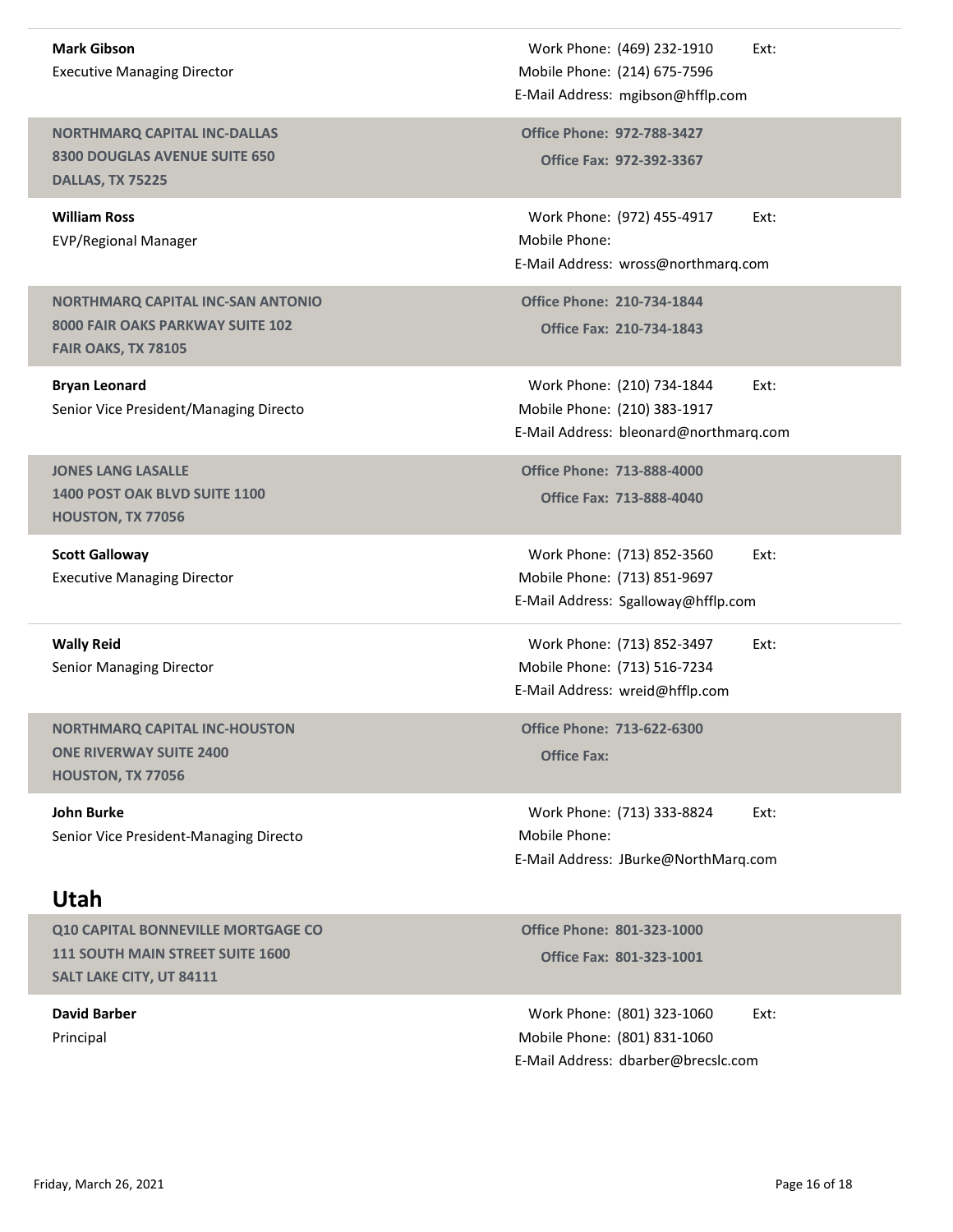**Mark Gibson**
Executive Managing Director

Work Phone: (469) 232-1910 Ext:
Mobile Phone: (214) 675-7596
E-Mail Address: mgibson@hfflp.com

**NORTHMARQ CAPITAL INC-DALLAS**
**8300 DOUGLAS AVENUE SUITE 650**
**DALLAS, TX 75225**

**Office Phone: 972-788-3427**
**Office Fax: 972-392-3367**

**William Ross**
EVP/Regional Manager

Work Phone: (972) 455-4917 Ext:
Mobile Phone:
E-Mail Address: wross@northmarq.com

**NORTHMARQ CAPITAL INC-SAN ANTONIO**
**8000 FAIR OAKS PARKWAY SUITE 102**
**FAIR OAKS, TX 78105**

**Office Phone: 210-734-1844**
**Office Fax: 210-734-1843**

**Bryan Leonard**
Senior Vice President/Managing Directo

Work Phone: (210) 734-1844 Ext:
Mobile Phone: (210) 383-1917
E-Mail Address: bleonard@northmarq.com

**JONES LANG LASALLE**
**1400 POST OAK BLVD SUITE 1100**
**HOUSTON, TX 77056**

**Office Phone: 713-888-4000**
**Office Fax: 713-888-4040**

**Scott Galloway**
Executive Managing Director

Work Phone: (713) 852-3560 Ext:
Mobile Phone: (713) 851-9697
E-Mail Address: Sgalloway@hfflp.com

**Wally Reid**
Senior Managing Director

Work Phone: (713) 852-3497 Ext:
Mobile Phone: (713) 516-7234
E-Mail Address: wreid@hfflp.com

**NORTHMARQ CAPITAL INC-HOUSTON**
**ONE RIVERWAY SUITE 2400**
**HOUSTON, TX 77056**

**Office Phone: 713-622-6300**
**Office Fax:**

**John Burke**
Senior Vice President-Managing Directo

Work Phone: (713) 333-8824 Ext:
Mobile Phone:
E-Mail Address: JBurke@NorthMarq.com

## Utah

**Q10 CAPITAL BONNEVILLE MORTGAGE CO**
**111 SOUTH MAIN STREET SUITE 1600**
**SALT LAKE CITY, UT 84111**

**Office Phone: 801-323-1000**
**Office Fax: 801-323-1001**

**David Barber**
Principal

Work Phone: (801) 323-1060 Ext:
Mobile Phone: (801) 831-1060
E-Mail Address: dbarber@brecslc.com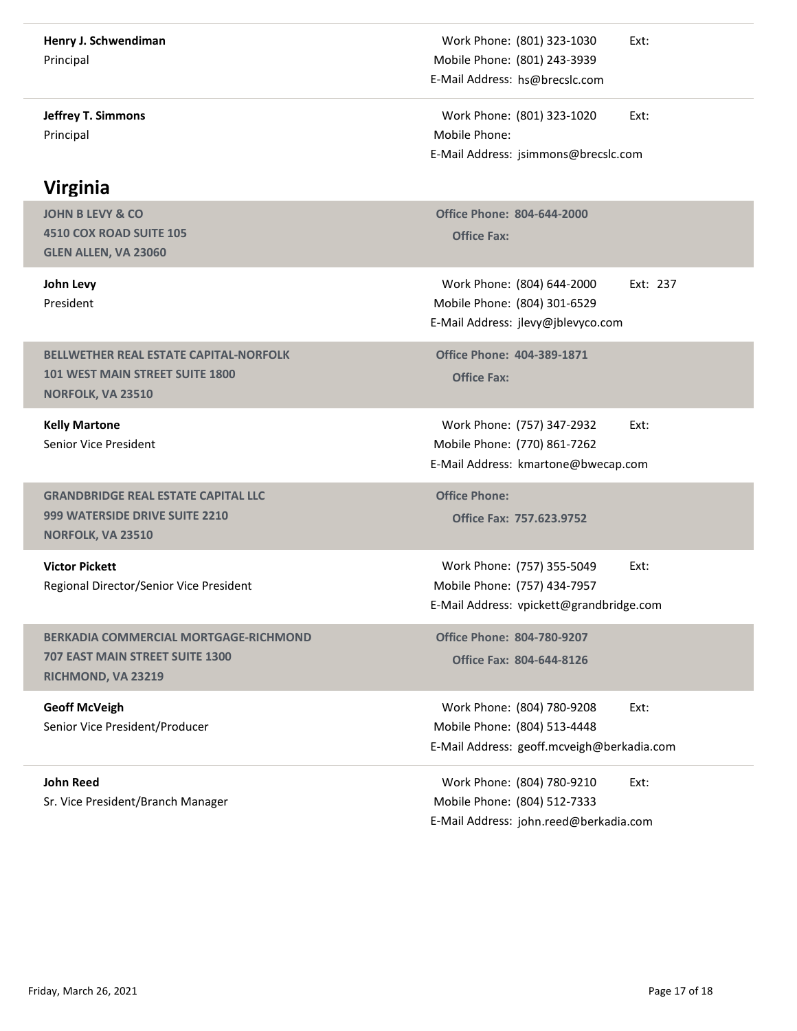**Henry J. Schwendiman**
Principal

Work Phone: (801) 323-1030 Ext:
Mobile Phone: (801) 243-3939
E-Mail Address: hs@brecslc.com

---

**Jeffrey T. Simmons**
Principal

Work Phone: (801) 323-1020 Ext:
Mobile Phone:
E-Mail Address: jsimmons@brecslc.com

## Virginia

**JOHN B LEVY & CO**
**4510 COX ROAD SUITE 105**
**GLEN ALLEN, VA 23060**

**Office Phone: 804-644-2000**
**Office Fax:**

**John Levy**
President

Work Phone: (804) 644-2000 Ext: 237
Mobile Phone: (804) 301-6529
E-Mail Address: jlevy@jblevyco.com

**BELLWETHER REAL ESTATE CAPITAL-NORFOLK**
**101 WEST MAIN STREET SUITE 1800**
**NORFOLK, VA 23510**

**Office Phone: 404-389-1871**
**Office Fax:**

**Kelly Martone**
Senior Vice President

Work Phone: (757) 347-2932 Ext:
Mobile Phone: (770) 861-7262
E-Mail Address: kmartone@bwecap.com

**GRANDBRIDGE REAL ESTATE CAPITAL LLC**
**999 WATERSIDE DRIVE SUITE 2210**
**NORFOLK, VA 23510**

**Office Phone:**
**Office Fax: 757.623.9752**

**Victor Pickett**
Regional Director/Senior Vice President

Work Phone: (757) 355-5049 Ext:
Mobile Phone: (757) 434-7957
E-Mail Address: vpickett@grandbridge.com

**BERKADIA COMMERCIAL MORTGAGE-RICHMOND**
**707 EAST MAIN STREET SUITE 1300**
**RICHMOND, VA 23219**

**Office Phone: 804-780-9207**
**Office Fax: 804-644-8126**

**Geoff McVeigh**
Senior Vice President/Producer

Work Phone: (804) 780-9208 Ext:
Mobile Phone: (804) 513-4448
E-Mail Address: geoff.mcveigh@berkadia.com

---

**John Reed**
Sr. Vice President/Branch Manager

Work Phone: (804) 780-9210 Ext:
Mobile Phone: (804) 512-7333
E-Mail Address: john.reed@berkadia.com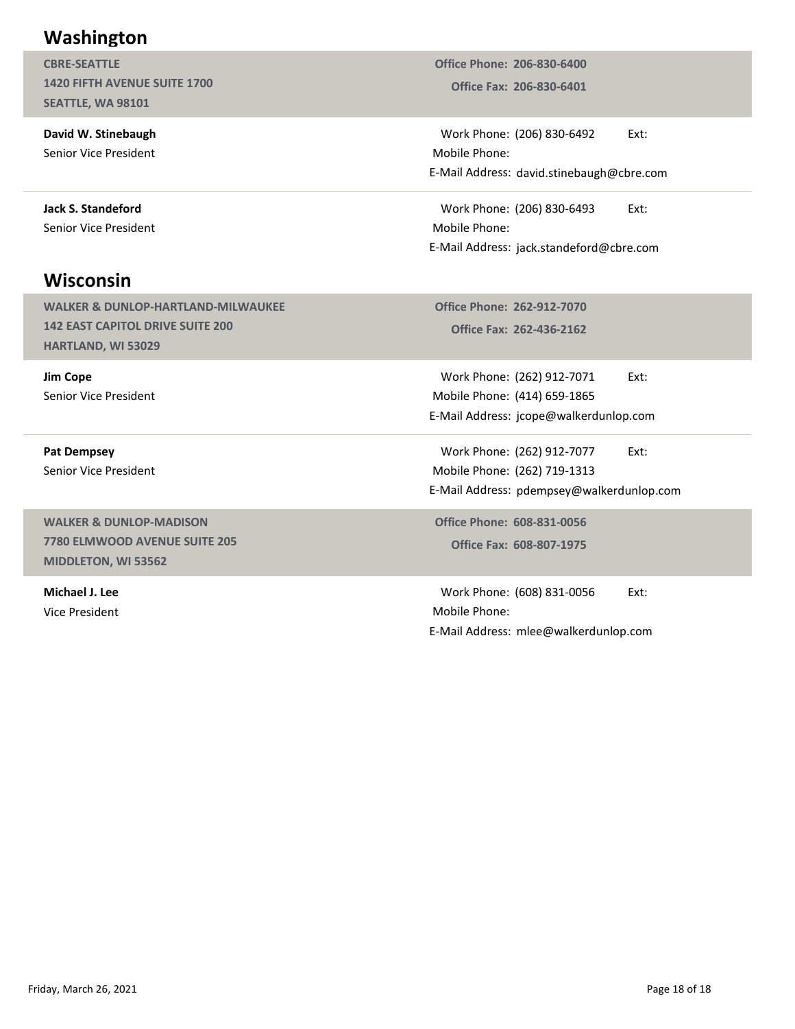## Washington

**CBRE-SEATTLE**
**1420 FIFTH AVENUE SUITE 1700**
**SEATTLE, WA 98101**

**Office Phone: 206-830-6400**
**Office Fax: 206-830-6401**

**David W. Stinebaugh**
Senior Vice President

Work Phone: (206) 830-6492 Ext:
Mobile Phone:
E-Mail Address: david.stinebaugh@cbre.com

**Jack S. Standeford**
Senior Vice President

Work Phone: (206) 830-6493 Ext:
Mobile Phone:
E-Mail Address: jack.standeford@cbre.com

## Wisconsin

**WALKER & DUNLOP-HARTLAND-MILWAUKEE**
**142 EAST CAPITOL DRIVE SUITE 200**
**HARTLAND, WI 53029**

**Office Phone: 262-912-7070**
**Office Fax: 262-436-2162**

**Jim Cope**
Senior Vice President

Work Phone: (262) 912-7071 Ext:
Mobile Phone: (414) 659-1865
E-Mail Address: jcope@walkerdunlop.com

**Pat Dempsey**
Senior Vice President

Work Phone: (262) 912-7077 Ext:
Mobile Phone: (262) 719-1313
E-Mail Address: pdempsey@walkerdunlop.com

**WALKER & DUNLOP-MADISON**
**7780 ELMWOOD AVENUE SUITE 205**
**MIDDLETON, WI 53562**

**Office Phone: 608-831-0056**
**Office Fax: 608-807-1975**

**Michael J. Lee**
Vice President

Work Phone: (608) 831-0056 Ext:
Mobile Phone:
E-Mail Address: mlee@walkerdunlop.com

Friday, March 26, 2021